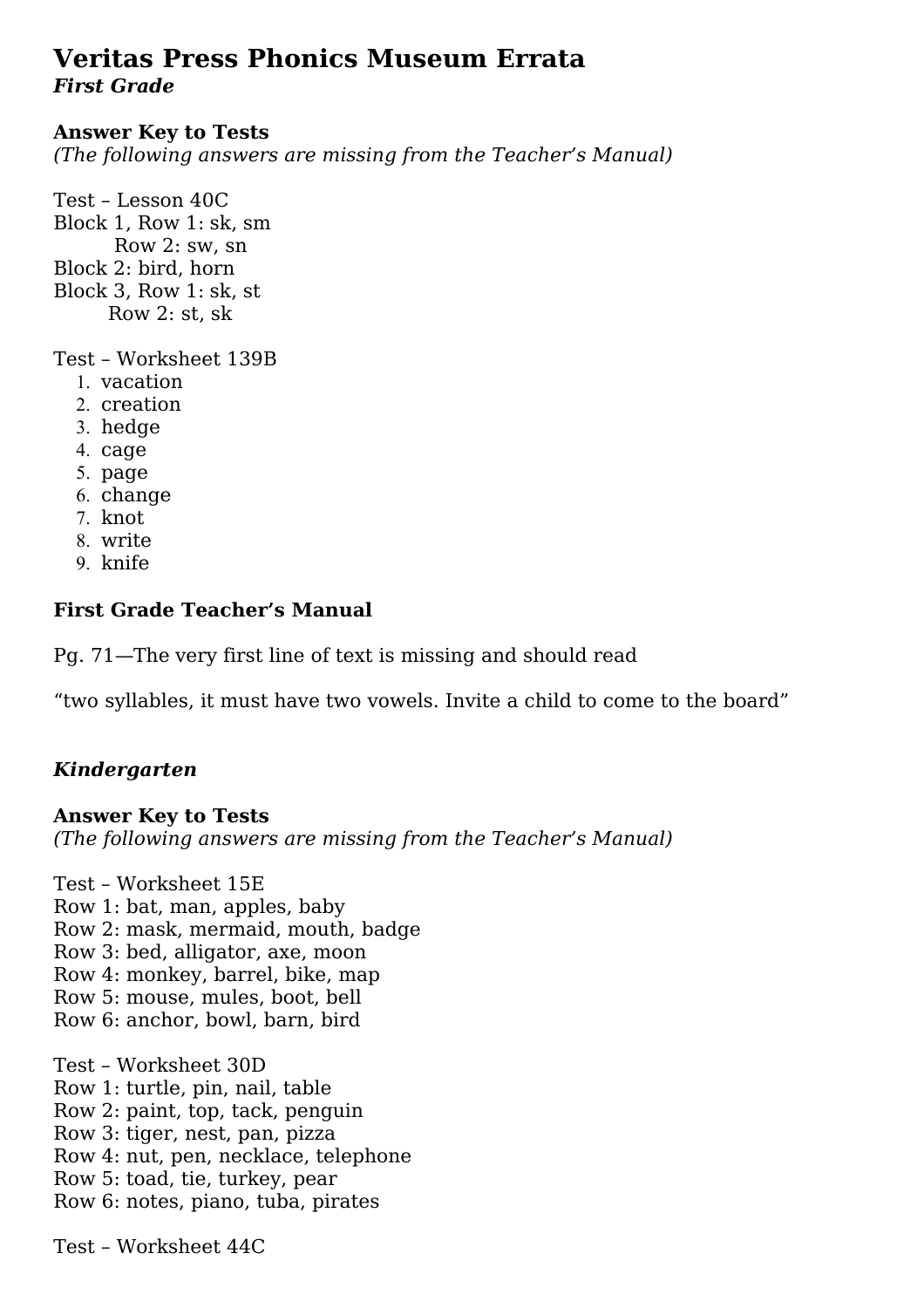# Veritas Press Phonics Museum Errata

***First Grade***

**Answer Key to Tests**

*(The following answers are missing from the Teacher's Manual)*

Test – Lesson 40C
Block 1, Row 1: sk, sm
    Row 2: sw, sn
Block 2: bird, horn
Block 3, Row 1: sk, st
    Row 2: st, sk

Test – Worksheet 139B

1. vacation
2. creation
3. hedge
4. cage
5. page
6. change
7. knot
8. write
9. knife

**First Grade Teacher's Manual**

Pg. 71—The very first line of text is missing and should read

"two syllables, it must have two vowels. Invite a child to come to the board"

***Kindergarten***

**Answer Key to Tests**

*(The following answers are missing from the Teacher's Manual)*

Test – Worksheet 15E
Row 1: bat, man, apples, baby
Row 2: mask, mermaid, mouth, badge
Row 3: bed, alligator, axe, moon
Row 4: monkey, barrel, bike, map
Row 5: mouse, mules, boot, bell
Row 6: anchor, bowl, barn, bird

Test – Worksheet 30D
Row 1: turtle, pin, nail, table
Row 2: paint, top, tack, penguin
Row 3: tiger, nest, pan, pizza
Row 4: nut, pen, necklace, telephone
Row 5: toad, tie, turkey, pear
Row 6: notes, piano, tuba, pirates

Test – Worksheet 44C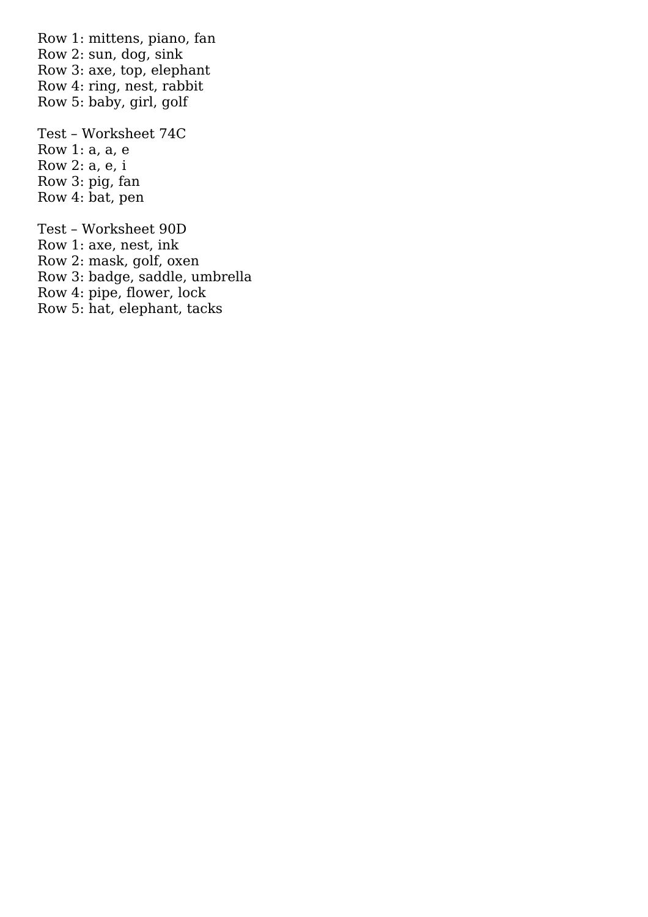Row 1: mittens, piano, fan
Row 2: sun, dog, sink
Row 3: axe, top, elephant
Row 4: ring, nest, rabbit
Row 5: baby, girl, golf

Test – Worksheet 74C
Row 1: a, a, e
Row 2: a, e, i
Row 3: pig, fan
Row 4: bat, pen

Test – Worksheet 90D
Row 1: axe, nest, ink
Row 2: mask, golf, oxen
Row 3: badge, saddle, umbrella
Row 4: pipe, flower, lock
Row 5: hat, elephant, tacks